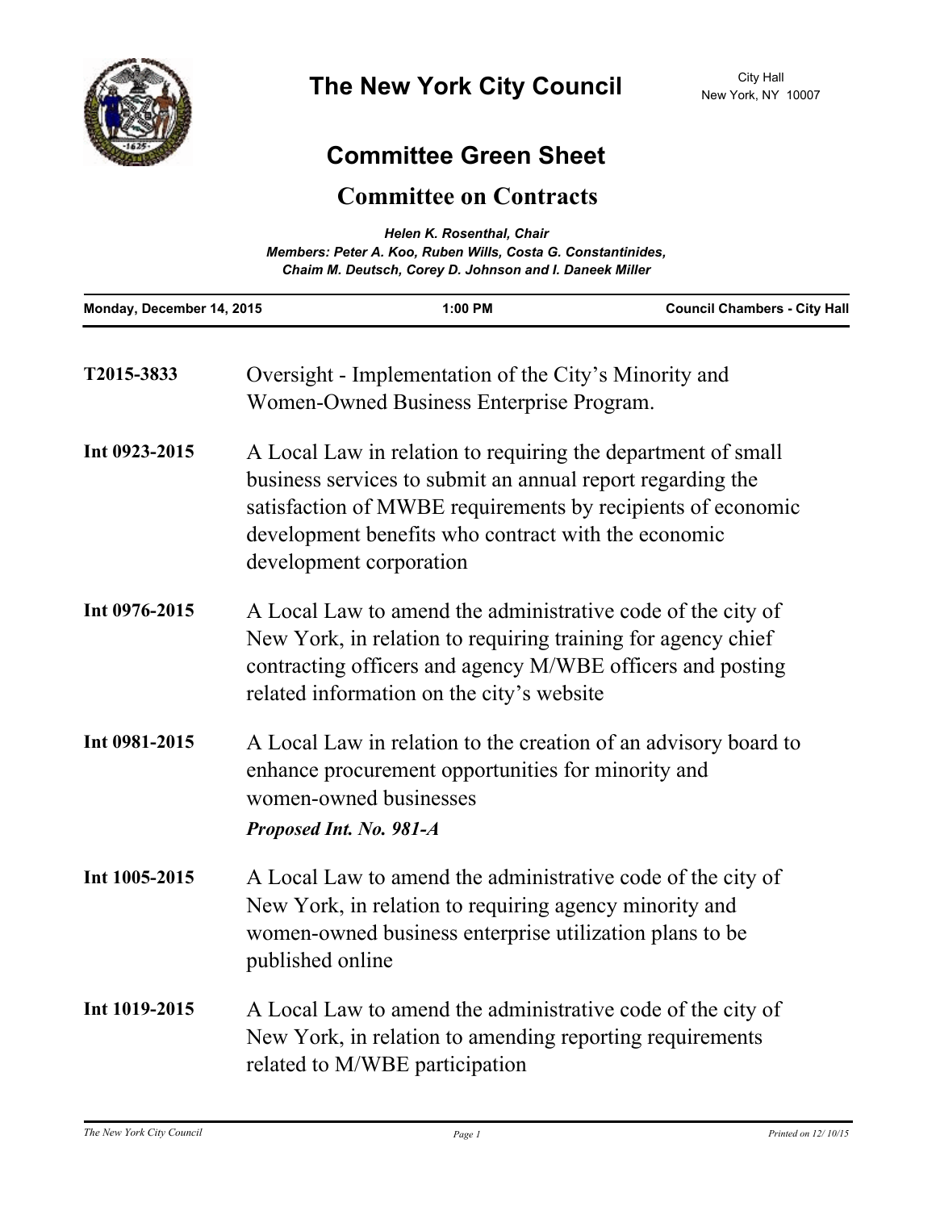# The New York City Council

City Hall
New York, NY 10007

## Committee Green Sheet

## Committee on Contracts

***Helen K. Rosenthal, Chair***
***Members: Peter A. Koo, Ruben Wills, Costa G. Constantinides, Chaim M. Deutsch, Corey D. Johnson and I. Daneek Miller***

| Monday, December 14, 2015 | 1:00 PM | Council Chambers - City Hall |
|---|---|---|

**T2015-3833** Oversight - Implementation of the City's Minority and Women-Owned Business Enterprise Program.

**Int 0923-2015** A Local Law in relation to requiring the department of small business services to submit an annual report regarding the satisfaction of MWBE requirements by recipients of economic development benefits who contract with the economic development corporation

**Int 0976-2015** A Local Law to amend the administrative code of the city of New York, in relation to requiring training for agency chief contracting officers and agency M/WBE officers and posting related information on the city's website

**Int 0981-2015** A Local Law in relation to the creation of an advisory board to enhance procurement opportunities for minority and women-owned businesses

***Proposed Int. No. 981-A***

**Int 1005-2015** A Local Law to amend the administrative code of the city of New York, in relation to requiring agency minority and women-owned business enterprise utilization plans to be published online

**Int 1019-2015** A Local Law to amend the administrative code of the city of New York, in relation to amending reporting requirements related to M/WBE participation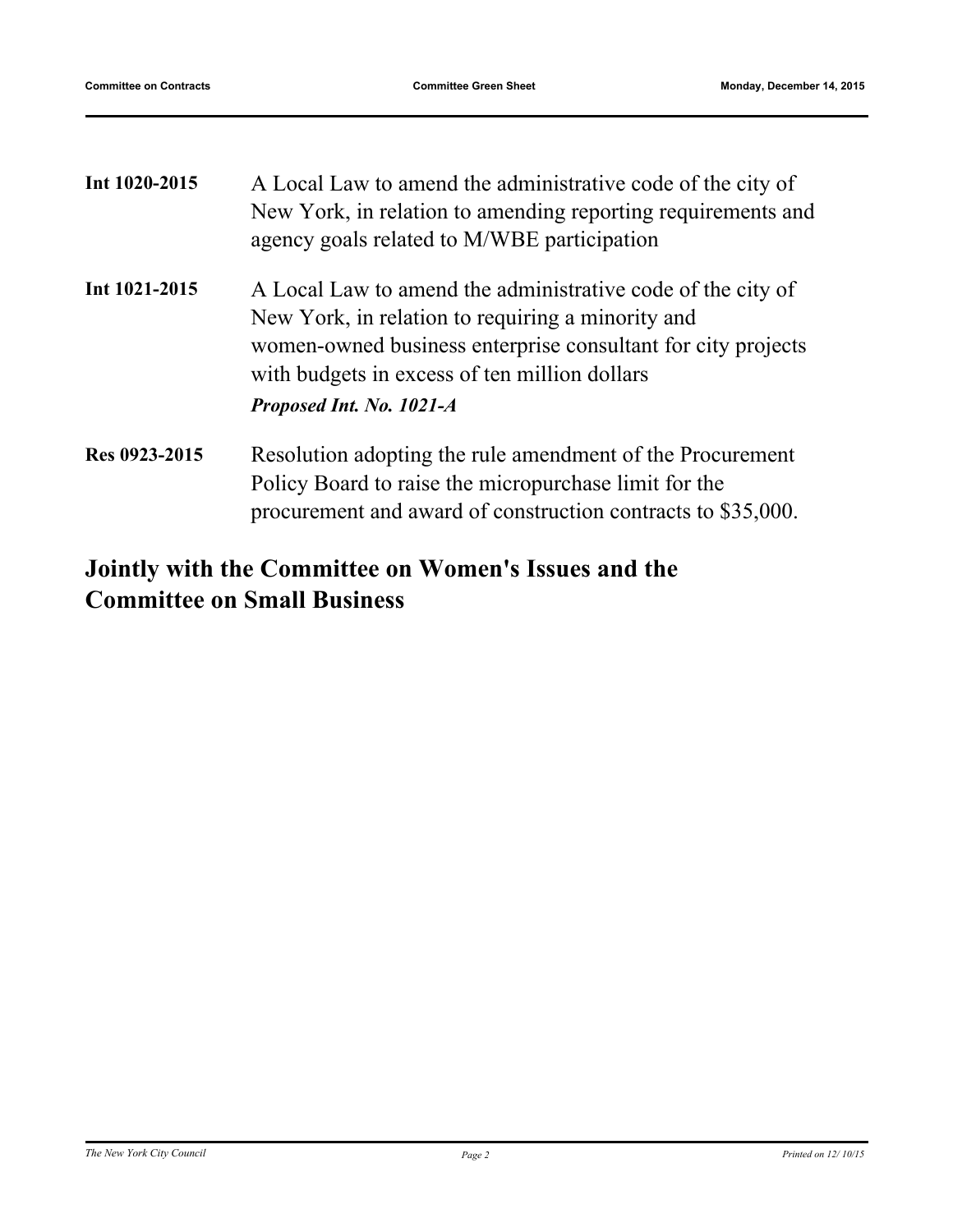| | |
|---|---|
| **Int 1020-2015** | A Local Law to amend the administrative code of the city of New York, in relation to amending reporting requirements and agency goals related to M/WBE participation |
| **Int 1021-2015** | A Local Law to amend the administrative code of the city of New York, in relation to requiring a minority and women-owned business enterprise consultant for city projects with budgets in excess of ten million dollars<br>***Proposed Int. No. 1021-A*** |
| **Res 0923-2015** | Resolution adopting the rule amendment of the Procurement Policy Board to raise the micropurchase limit for the procurement and award of construction contracts to $35,000. |

## Jointly with the Committee on Women's Issues and the Committee on Small Business